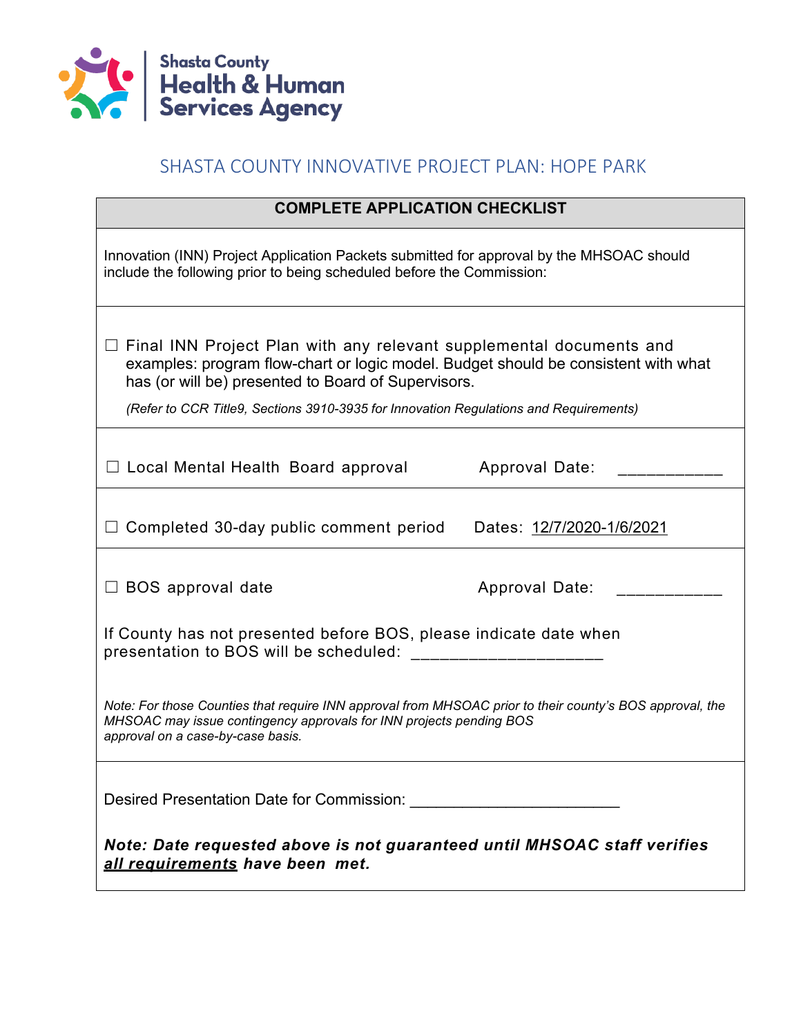Shasta County
Health & Human
Services Agency

# SHASTA COUNTY INNOVATIVE PROJECT PLAN: HOPE PARK

## COMPLETE APPLICATION CHECKLIST

Innovation (INN) Project Application Packets submitted for approval by the MHSOAC should include the following prior to being scheduled before the Commission:

☐ Final INN Project Plan with any relevant supplemental documents and examples: program flow-chart or logic model. Budget should be consistent with what has (or will be) presented to Board of Supervisors.

*(Refer to CCR Title9, Sections 3910-3935 for Innovation Regulations and Requirements)*

☐ Local Mental Health Board approval — Approval Date: ___________

☐ Completed 30-day public comment period — Dates: 12/7/2020-1/6/2021

☐ BOS approval date — Approval Date: ___________

If County has not presented before BOS, please indicate date when presentation to BOS will be scheduled: ____________________

*Note: For those Counties that require INN approval from MHSOAC prior to their county's BOS approval, the MHSOAC may issue contingency approvals for INN projects pending BOS approval on a case-by-case basis.*

Desired Presentation Date for Commission: ________________________

***Note: Date requested above is not guaranteed until MHSOAC staff verifies <u>all requirements</u> have been met.***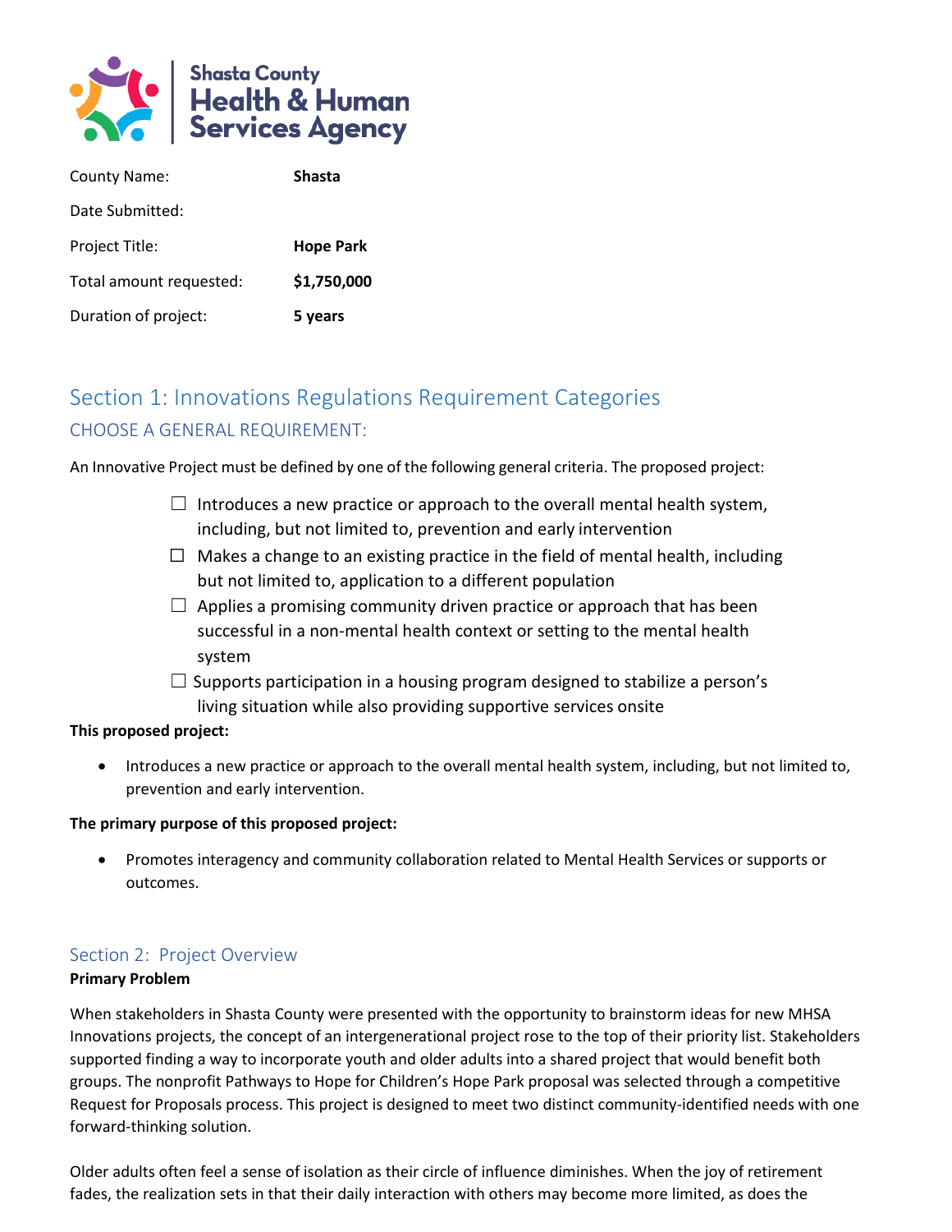Shasta County Health & Human Services Agency

| | |
|---|---|
| County Name: | **Shasta** |
| Date Submitted: | |
| Project Title: | **Hope Park** |
| Total amount requested: | **$1,750,000** |
| Duration of project: | **5 years** |

# Section 1: Innovations Regulations Requirement Categories

## CHOOSE A GENERAL REQUIREMENT:

An Innovative Project must be defined by one of the following general criteria. The proposed project:

- ☐ Introduces a new practice or approach to the overall mental health system, including, but not limited to, prevention and early intervention
- ☐ Makes a change to an existing practice in the field of mental health, including but not limited to, application to a different population
- ☐ Applies a promising community driven practice or approach that has been successful in a non-mental health context or setting to the mental health system
- ☐ Supports participation in a housing program designed to stabilize a person's living situation while also providing supportive services onsite

**This proposed project:**

- Introduces a new practice or approach to the overall mental health system, including, but not limited to, prevention and early intervention.

**The primary purpose of this proposed project:**

- Promotes interagency and community collaboration related to Mental Health Services or supports or outcomes.

## Section 2: Project Overview

**Primary Problem**

When stakeholders in Shasta County were presented with the opportunity to brainstorm ideas for new MHSA Innovations projects, the concept of an intergenerational project rose to the top of their priority list. Stakeholders supported finding a way to incorporate youth and older adults into a shared project that would benefit both groups. The nonprofit Pathways to Hope for Children's Hope Park proposal was selected through a competitive Request for Proposals process. This project is designed to meet two distinct community-identified needs with one forward-thinking solution.

Older adults often feel a sense of isolation as their circle of influence diminishes. When the joy of retirement fades, the realization sets in that their daily interaction with others may become more limited, as does the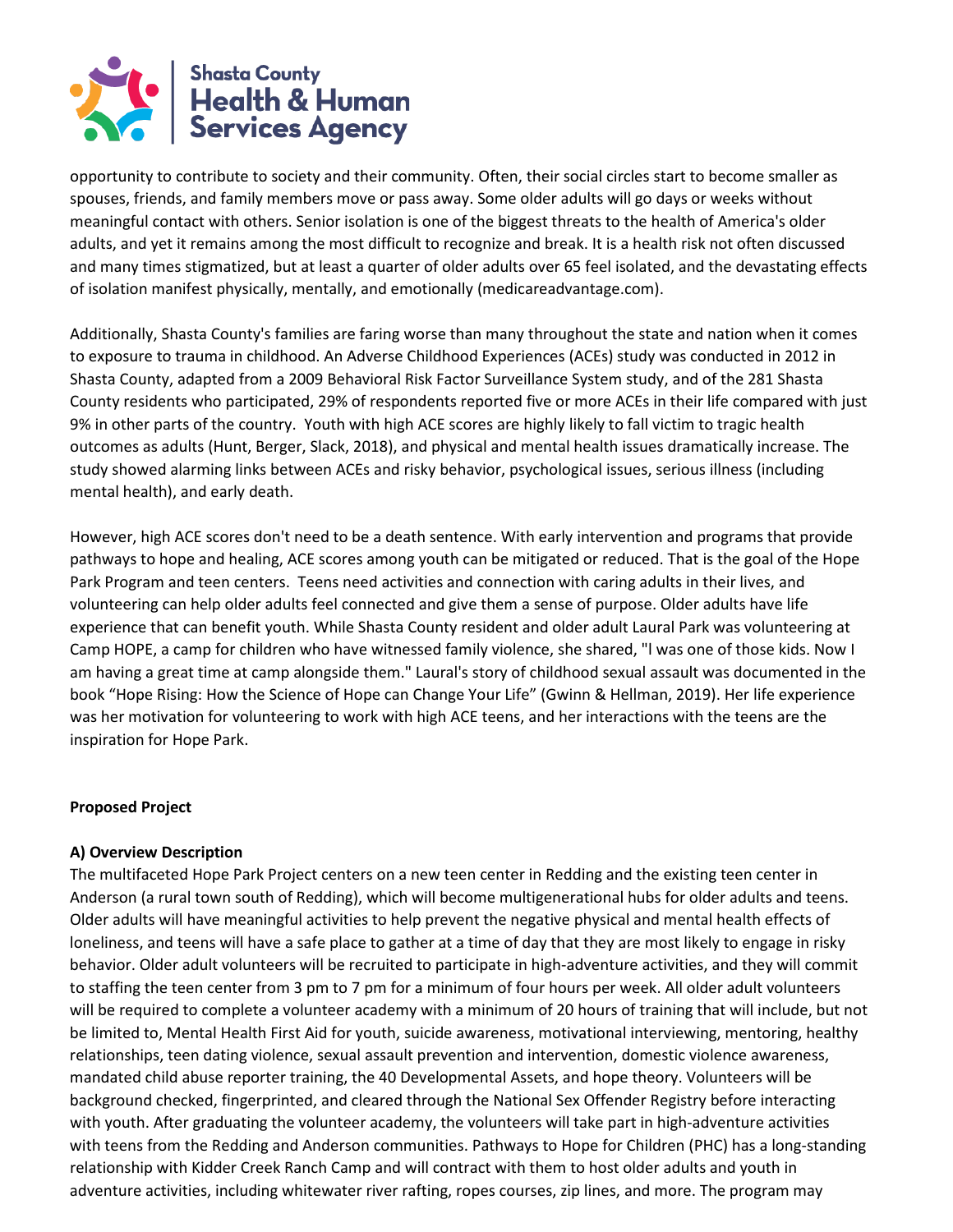opportunity to contribute to society and their community. Often, their social circles start to become smaller as spouses, friends, and family members move or pass away. Some older adults will go days or weeks without meaningful contact with others. Senior isolation is one of the biggest threats to the health of America's older adults, and yet it remains among the most difficult to recognize and break. It is a health risk not often discussed and many times stigmatized, but at least a quarter of older adults over 65 feel isolated, and the devastating effects of isolation manifest physically, mentally, and emotionally (medicareadvantage.com).

Additionally, Shasta County's families are faring worse than many throughout the state and nation when it comes to exposure to trauma in childhood. An Adverse Childhood Experiences (ACEs) study was conducted in 2012 in Shasta County, adapted from a 2009 Behavioral Risk Factor Surveillance System study, and of the 281 Shasta County residents who participated, 29% of respondents reported five or more ACEs in their life compared with just 9% in other parts of the country. Youth with high ACE scores are highly likely to fall victim to tragic health outcomes as adults (Hunt, Berger, Slack, 2018), and physical and mental health issues dramatically increase. The study showed alarming links between ACEs and risky behavior, psychological issues, serious illness (including mental health), and early death.

However, high ACE scores don't need to be a death sentence. With early intervention and programs that provide pathways to hope and healing, ACE scores among youth can be mitigated or reduced. That is the goal of the Hope Park Program and teen centers. Teens need activities and connection with caring adults in their lives, and volunteering can help older adults feel connected and give them a sense of purpose. Older adults have life experience that can benefit youth. While Shasta County resident and older adult Laural Park was volunteering at Camp HOPE, a camp for children who have witnessed family violence, she shared, "I was one of those kids. Now I am having a great time at camp alongside them." Laural's story of childhood sexual assault was documented in the book "Hope Rising: How the Science of Hope can Change Your Life" (Gwinn & Hellman, 2019). Her life experience was her motivation for volunteering to work with high ACE teens, and her interactions with the teens are the inspiration for Hope Park.

**Proposed Project**

**A) Overview Description**

The multifaceted Hope Park Project centers on a new teen center in Redding and the existing teen center in Anderson (a rural town south of Redding), which will become multigenerational hubs for older adults and teens. Older adults will have meaningful activities to help prevent the negative physical and mental health effects of loneliness, and teens will have a safe place to gather at a time of day that they are most likely to engage in risky behavior. Older adult volunteers will be recruited to participate in high-adventure activities, and they will commit to staffing the teen center from 3 pm to 7 pm for a minimum of four hours per week. All older adult volunteers will be required to complete a volunteer academy with a minimum of 20 hours of training that will include, but not be limited to, Mental Health First Aid for youth, suicide awareness, motivational interviewing, mentoring, healthy relationships, teen dating violence, sexual assault prevention and intervention, domestic violence awareness, mandated child abuse reporter training, the 40 Developmental Assets, and hope theory. Volunteers will be background checked, fingerprinted, and cleared through the National Sex Offender Registry before interacting with youth. After graduating the volunteer academy, the volunteers will take part in high-adventure activities with teens from the Redding and Anderson communities. Pathways to Hope for Children (PHC) has a long-standing relationship with Kidder Creek Ranch Camp and will contract with them to host older adults and youth in adventure activities, including whitewater river rafting, ropes courses, zip lines, and more. The program may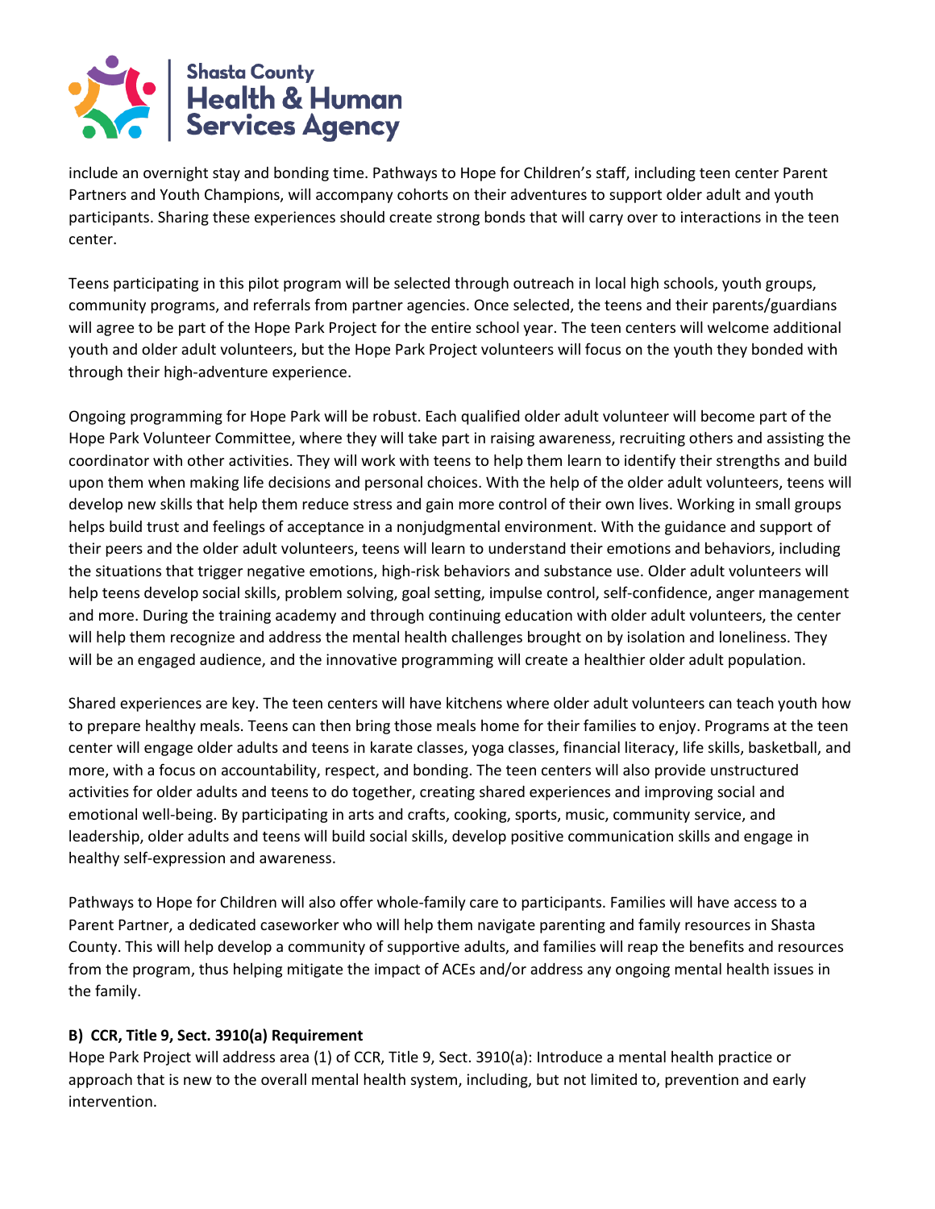include an overnight stay and bonding time. Pathways to Hope for Children's staff, including teen center Parent Partners and Youth Champions, will accompany cohorts on their adventures to support older adult and youth participants. Sharing these experiences should create strong bonds that will carry over to interactions in the teen center.

Teens participating in this pilot program will be selected through outreach in local high schools, youth groups, community programs, and referrals from partner agencies. Once selected, the teens and their parents/guardians will agree to be part of the Hope Park Project for the entire school year. The teen centers will welcome additional youth and older adult volunteers, but the Hope Park Project volunteers will focus on the youth they bonded with through their high-adventure experience.

Ongoing programming for Hope Park will be robust. Each qualified older adult volunteer will become part of the Hope Park Volunteer Committee, where they will take part in raising awareness, recruiting others and assisting the coordinator with other activities. They will work with teens to help them learn to identify their strengths and build upon them when making life decisions and personal choices. With the help of the older adult volunteers, teens will develop new skills that help them reduce stress and gain more control of their own lives. Working in small groups helps build trust and feelings of acceptance in a nonjudgmental environment. With the guidance and support of their peers and the older adult volunteers, teens will learn to understand their emotions and behaviors, including the situations that trigger negative emotions, high-risk behaviors and substance use. Older adult volunteers will help teens develop social skills, problem solving, goal setting, impulse control, self-confidence, anger management and more. During the training academy and through continuing education with older adult volunteers, the center will help them recognize and address the mental health challenges brought on by isolation and loneliness. They will be an engaged audience, and the innovative programming will create a healthier older adult population.

Shared experiences are key. The teen centers will have kitchens where older adult volunteers can teach youth how to prepare healthy meals. Teens can then bring those meals home for their families to enjoy. Programs at the teen center will engage older adults and teens in karate classes, yoga classes, financial literacy, life skills, basketball, and more, with a focus on accountability, respect, and bonding. The teen centers will also provide unstructured activities for older adults and teens to do together, creating shared experiences and improving social and emotional well-being. By participating in arts and crafts, cooking, sports, music, community service, and leadership, older adults and teens will build social skills, develop positive communication skills and engage in healthy self-expression and awareness.

Pathways to Hope for Children will also offer whole-family care to participants. Families will have access to a Parent Partner, a dedicated caseworker who will help them navigate parenting and family resources in Shasta County. This will help develop a community of supportive adults, and families will reap the benefits and resources from the program, thus helping mitigate the impact of ACEs and/or address any ongoing mental health issues in the family.

**B) CCR, Title 9, Sect. 3910(a) Requirement**

Hope Park Project will address area (1) of CCR, Title 9, Sect. 3910(a): Introduce a mental health practice or approach that is new to the overall mental health system, including, but not limited to, prevention and early intervention.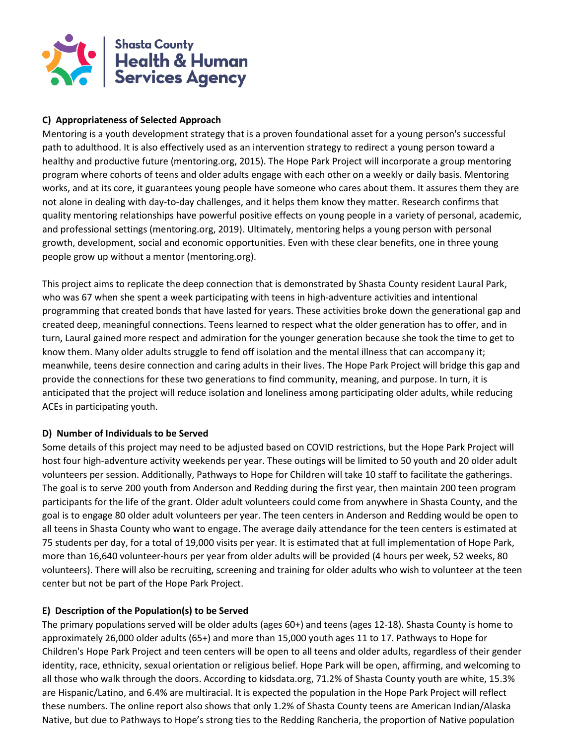### C) Appropriateness of Selected Approach

Mentoring is a youth development strategy that is a proven foundational asset for a young person's successful path to adulthood. It is also effectively used as an intervention strategy to redirect a young person toward a healthy and productive future (mentoring.org, 2015). The Hope Park Project will incorporate a group mentoring program where cohorts of teens and older adults engage with each other on a weekly or daily basis. Mentoring works, and at its core, it guarantees young people have someone who cares about them. It assures them they are not alone in dealing with day-to-day challenges, and it helps them know they matter. Research confirms that quality mentoring relationships have powerful positive effects on young people in a variety of personal, academic, and professional settings (mentoring.org, 2019). Ultimately, mentoring helps a young person with personal growth, development, social and economic opportunities. Even with these clear benefits, one in three young people grow up without a mentor (mentoring.org).

This project aims to replicate the deep connection that is demonstrated by Shasta County resident Laural Park, who was 67 when she spent a week participating with teens in high-adventure activities and intentional programming that created bonds that have lasted for years. These activities broke down the generational gap and created deep, meaningful connections. Teens learned to respect what the older generation has to offer, and in turn, Laural gained more respect and admiration for the younger generation because she took the time to get to know them. Many older adults struggle to fend off isolation and the mental illness that can accompany it; meanwhile, teens desire connection and caring adults in their lives. The Hope Park Project will bridge this gap and provide the connections for these two generations to find community, meaning, and purpose. In turn, it is anticipated that the project will reduce isolation and loneliness among participating older adults, while reducing ACEs in participating youth.

### D) Number of Individuals to be Served

Some details of this project may need to be adjusted based on COVID restrictions, but the Hope Park Project will host four high-adventure activity weekends per year. These outings will be limited to 50 youth and 20 older adult volunteers per session. Additionally, Pathways to Hope for Children will take 10 staff to facilitate the gatherings. The goal is to serve 200 youth from Anderson and Redding during the first year, then maintain 200 teen program participants for the life of the grant. Older adult volunteers could come from anywhere in Shasta County, and the goal is to engage 80 older adult volunteers per year. The teen centers in Anderson and Redding would be open to all teens in Shasta County who want to engage. The average daily attendance for the teen centers is estimated at 75 students per day, for a total of 19,000 visits per year. It is estimated that at full implementation of Hope Park, more than 16,640 volunteer-hours per year from older adults will be provided (4 hours per week, 52 weeks, 80 volunteers). There will also be recruiting, screening and training for older adults who wish to volunteer at the teen center but not be part of the Hope Park Project.

### E) Description of the Population(s) to be Served

The primary populations served will be older adults (ages 60+) and teens (ages 12-18). Shasta County is home to approximately 26,000 older adults (65+) and more than 15,000 youth ages 11 to 17. Pathways to Hope for Children's Hope Park Project and teen centers will be open to all teens and older adults, regardless of their gender identity, race, ethnicity, sexual orientation or religious belief. Hope Park will be open, affirming, and welcoming to all those who walk through the doors. According to kidsdata.org, 71.2% of Shasta County youth are white, 15.3% are Hispanic/Latino, and 6.4% are multiracial. It is expected the population in the Hope Park Project will reflect these numbers. The online report also shows that only 1.2% of Shasta County teens are American Indian/Alaska Native, but due to Pathways to Hope's strong ties to the Redding Rancheria, the proportion of Native population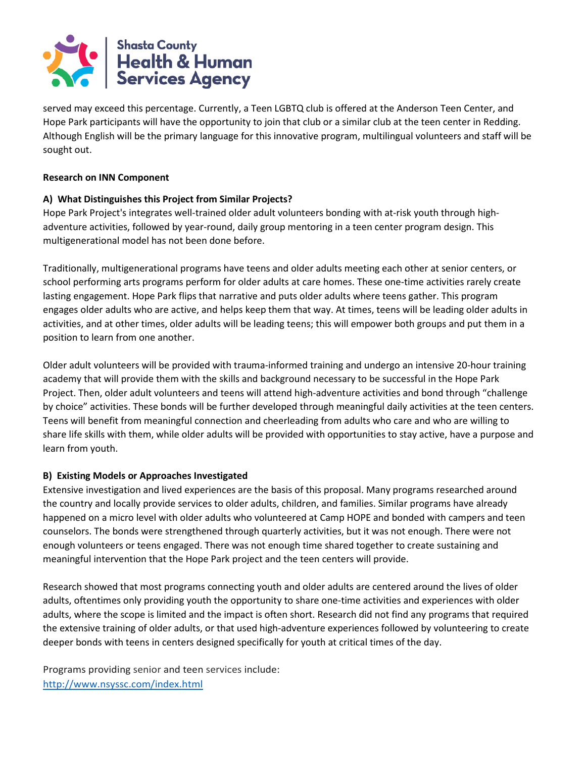served may exceed this percentage. Currently, a Teen LGBTQ club is offered at the Anderson Teen Center, and Hope Park participants will have the opportunity to join that club or a similar club at the teen center in Redding. Although English will be the primary language for this innovative program, multilingual volunteers and staff will be sought out.

**Research on INN Component**

**A) What Distinguishes this Project from Similar Projects?**

Hope Park Project's integrates well-trained older adult volunteers bonding with at-risk youth through high-adventure activities, followed by year-round, daily group mentoring in a teen center program design. This multigenerational model has not been done before.

Traditionally, multigenerational programs have teens and older adults meeting each other at senior centers, or school performing arts programs perform for older adults at care homes. These one-time activities rarely create lasting engagement. Hope Park flips that narrative and puts older adults where teens gather. This program engages older adults who are active, and helps keep them that way. At times, teens will be leading older adults in activities, and at other times, older adults will be leading teens; this will empower both groups and put them in a position to learn from one another.

Older adult volunteers will be provided with trauma-informed training and undergo an intensive 20-hour training academy that will provide them with the skills and background necessary to be successful in the Hope Park Project. Then, older adult volunteers and teens will attend high-adventure activities and bond through "challenge by choice" activities. These bonds will be further developed through meaningful daily activities at the teen centers. Teens will benefit from meaningful connection and cheerleading from adults who care and who are willing to share life skills with them, while older adults will be provided with opportunities to stay active, have a purpose and learn from youth.

**B) Existing Models or Approaches Investigated**

Extensive investigation and lived experiences are the basis of this proposal. Many programs researched around the country and locally provide services to older adults, children, and families. Similar programs have already happened on a micro level with older adults who volunteered at Camp HOPE and bonded with campers and teen counselors. The bonds were strengthened through quarterly activities, but it was not enough. There were not enough volunteers or teens engaged. There was not enough time shared together to create sustaining and meaningful intervention that the Hope Park project and the teen centers will provide.

Research showed that most programs connecting youth and older adults are centered around the lives of older adults, oftentimes only providing youth the opportunity to share one-time activities and experiences with older adults, where the scope is limited and the impact is often short. Research did not find any programs that required the extensive training of older adults, or that used high-adventure experiences followed by volunteering to create deeper bonds with teens in centers designed specifically for youth at critical times of the day.

Programs providing senior and teen services include:
http://www.nsyssc.com/index.html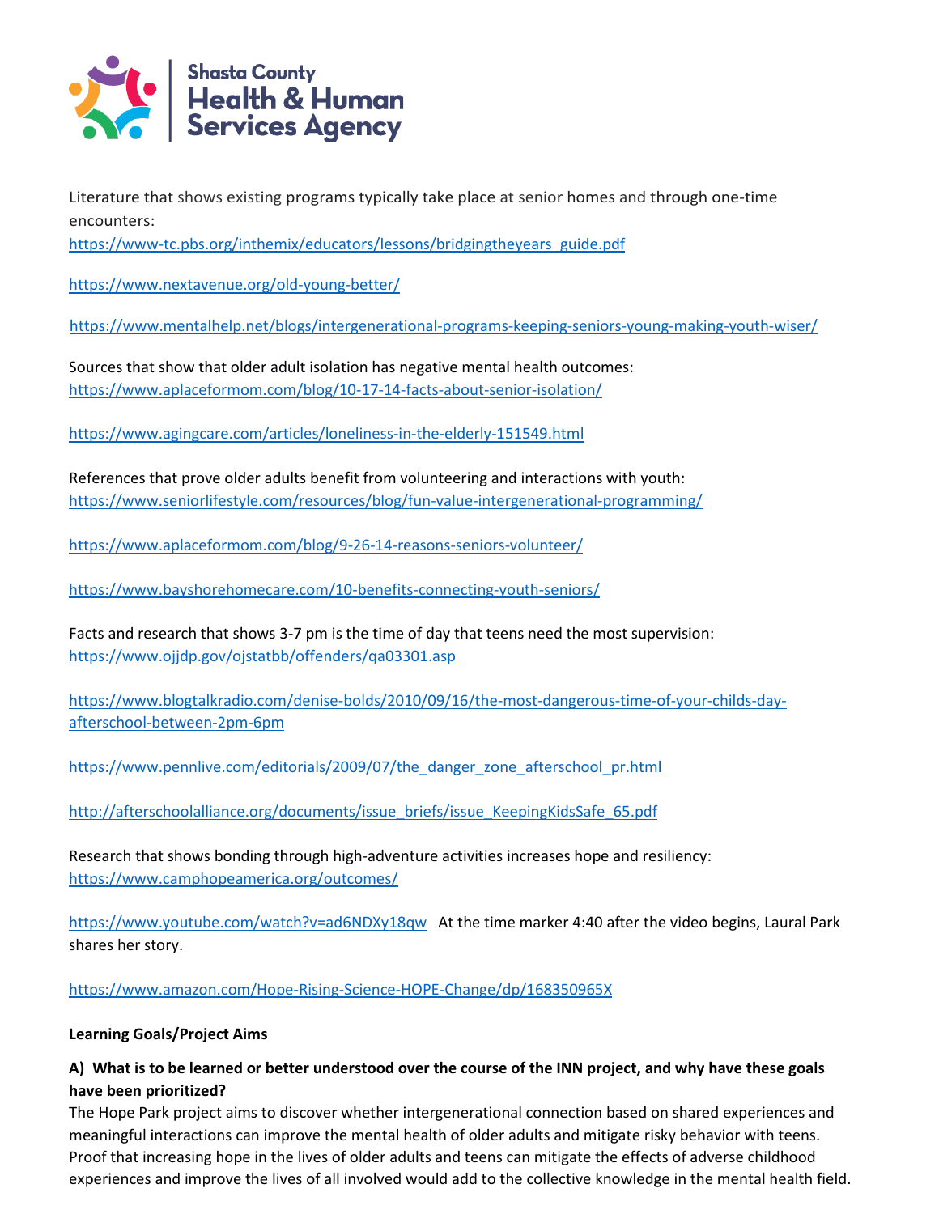Literature that shows existing programs typically take place at senior homes and through one-time encounters:
https://www-tc.pbs.org/inthemix/educators/lessons/bridgingtheyears_guide.pdf

https://www.nextavenue.org/old-young-better/

https://www.mentalhelp.net/blogs/intergenerational-programs-keeping-seniors-young-making-youth-wiser/

Sources that show that older adult isolation has negative mental health outcomes:
https://www.aplaceformom.com/blog/10-17-14-facts-about-senior-isolation/

https://www.agingcare.com/articles/loneliness-in-the-elderly-151549.html

References that prove older adults benefit from volunteering and interactions with youth:
https://www.seniorlifestyle.com/resources/blog/fun-value-intergenerational-programming/

https://www.aplaceformom.com/blog/9-26-14-reasons-seniors-volunteer/

https://www.bayshorehomecare.com/10-benefits-connecting-youth-seniors/

Facts and research that shows 3-7 pm is the time of day that teens need the most supervision:
https://www.ojjdp.gov/ojstatbb/offenders/qa03301.asp

https://www.blogtalkradio.com/denise-bolds/2010/09/16/the-most-dangerous-time-of-your-childs-day-afterschool-between-2pm-6pm

https://www.pennlive.com/editorials/2009/07/the_danger_zone_afterschool_pr.html

http://afterschoolalliance.org/documents/issue_briefs/issue_KeepingKidsSafe_65.pdf

Research that shows bonding through high-adventure activities increases hope and resiliency:
https://www.camphopeamerica.org/outcomes/

https://www.youtube.com/watch?v=ad6NDXy18qw At the time marker 4:40 after the video begins, Laural Park shares her story.

https://www.amazon.com/Hope-Rising-Science-HOPE-Change/dp/168350965X

**Learning Goals/Project Aims**

**A) What is to be learned or better understood over the course of the INN project, and why have these goals have been prioritized?**

The Hope Park project aims to discover whether intergenerational connection based on shared experiences and meaningful interactions can improve the mental health of older adults and mitigate risky behavior with teens. Proof that increasing hope in the lives of older adults and teens can mitigate the effects of adverse childhood experiences and improve the lives of all involved would add to the collective knowledge in the mental health field.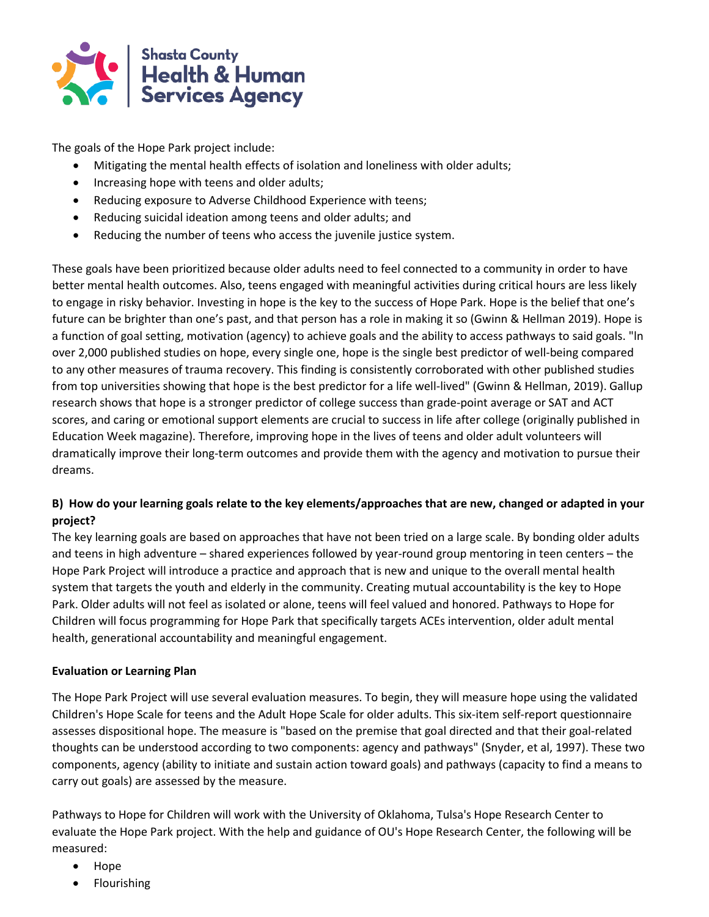The goals of the Hope Park project include:

- Mitigating the mental health effects of isolation and loneliness with older adults;
- Increasing hope with teens and older adults;
- Reducing exposure to Adverse Childhood Experience with teens;
- Reducing suicidal ideation among teens and older adults; and
- Reducing the number of teens who access the juvenile justice system.

These goals have been prioritized because older adults need to feel connected to a community in order to have better mental health outcomes. Also, teens engaged with meaningful activities during critical hours are less likely to engage in risky behavior. Investing in hope is the key to the success of Hope Park. Hope is the belief that one's future can be brighter than one's past, and that person has a role in making it so (Gwinn & Hellman 2019). Hope is a function of goal setting, motivation (agency) to achieve goals and the ability to access pathways to said goals. "ln over 2,000 published studies on hope, every single one, hope is the single best predictor of well-being compared to any other measures of trauma recovery. This finding is consistently corroborated with other published studies from top universities showing that hope is the best predictor for a life well-lived" (Gwinn & Hellman, 2019). Gallup research shows that hope is a stronger predictor of college success than grade-point average or SAT and ACT scores, and caring or emotional support elements are crucial to success in life after college (originally published in Education Week magazine). Therefore, improving hope in the lives of teens and older adult volunteers will dramatically improve their long-term outcomes and provide them with the agency and motivation to pursue their dreams.

**B) How do your learning goals relate to the key elements/approaches that are new, changed or adapted in your project?**

The key learning goals are based on approaches that have not been tried on a large scale. By bonding older adults and teens in high adventure – shared experiences followed by year-round group mentoring in teen centers – the Hope Park Project will introduce a practice and approach that is new and unique to the overall mental health system that targets the youth and elderly in the community. Creating mutual accountability is the key to Hope Park. Older adults will not feel as isolated or alone, teens will feel valued and honored. Pathways to Hope for Children will focus programming for Hope Park that specifically targets ACEs intervention, older adult mental health, generational accountability and meaningful engagement.

**Evaluation or Learning Plan**

The Hope Park Project will use several evaluation measures. To begin, they will measure hope using the validated Children's Hope Scale for teens and the Adult Hope Scale for older adults. This six-item self-report questionnaire assesses dispositional hope. The measure is "based on the premise that goal directed and that their goal-related thoughts can be understood according to two components: agency and pathways" (Snyder, et al, 1997). These two components, agency (ability to initiate and sustain action toward goals) and pathways (capacity to find a means to carry out goals) are assessed by the measure.

Pathways to Hope for Children will work with the University of Oklahoma, Tulsa's Hope Research Center to evaluate the Hope Park project. With the help and guidance of OU's Hope Research Center, the following will be measured:

- Hope
- Flourishing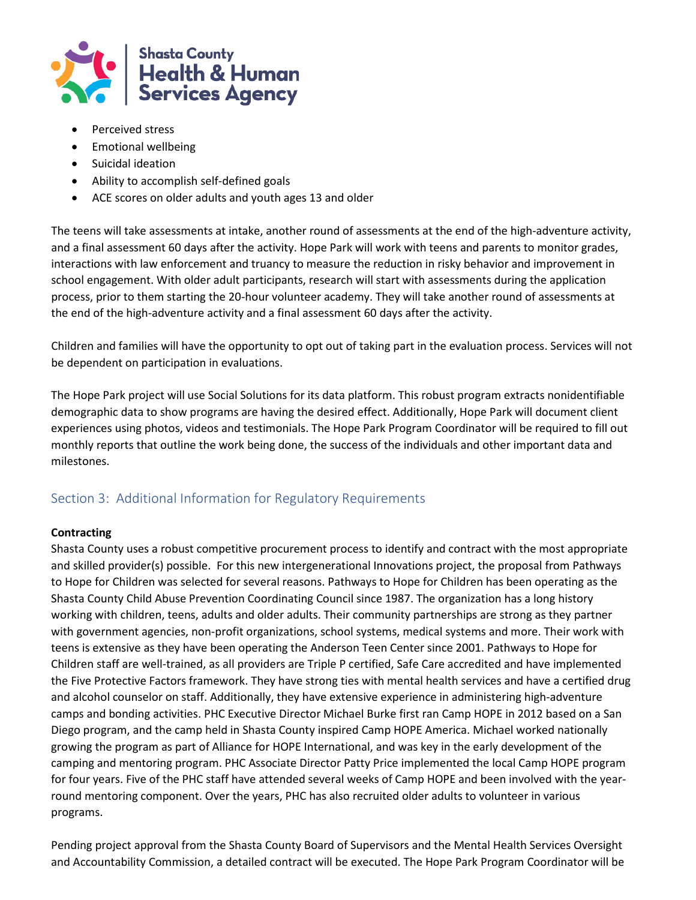- Perceived stress
- Emotional wellbeing
- Suicidal ideation
- Ability to accomplish self-defined goals
- ACE scores on older adults and youth ages 13 and older

The teens will take assessments at intake, another round of assessments at the end of the high-adventure activity, and a final assessment 60 days after the activity. Hope Park will work with teens and parents to monitor grades, interactions with law enforcement and truancy to measure the reduction in risky behavior and improvement in school engagement. With older adult participants, research will start with assessments during the application process, prior to them starting the 20-hour volunteer academy. They will take another round of assessments at the end of the high-adventure activity and a final assessment 60 days after the activity.

Children and families will have the opportunity to opt out of taking part in the evaluation process. Services will not be dependent on participation in evaluations.

The Hope Park project will use Social Solutions for its data platform. This robust program extracts nonidentifiable demographic data to show programs are having the desired effect. Additionally, Hope Park will document client experiences using photos, videos and testimonials. The Hope Park Program Coordinator will be required to fill out monthly reports that outline the work being done, the success of the individuals and other important data and milestones.

## Section 3: Additional Information for Regulatory Requirements

**Contracting**

Shasta County uses a robust competitive procurement process to identify and contract with the most appropriate and skilled provider(s) possible. For this new intergenerational Innovations project, the proposal from Pathways to Hope for Children was selected for several reasons. Pathways to Hope for Children has been operating as the Shasta County Child Abuse Prevention Coordinating Council since 1987. The organization has a long history working with children, teens, adults and older adults. Their community partnerships are strong as they partner with government agencies, non-profit organizations, school systems, medical systems and more. Their work with teens is extensive as they have been operating the Anderson Teen Center since 2001. Pathways to Hope for Children staff are well-trained, as all providers are Triple P certified, Safe Care accredited and have implemented the Five Protective Factors framework. They have strong ties with mental health services and have a certified drug and alcohol counselor on staff. Additionally, they have extensive experience in administering high-adventure camps and bonding activities. PHC Executive Director Michael Burke first ran Camp HOPE in 2012 based on a San Diego program, and the camp held in Shasta County inspired Camp HOPE America. Michael worked nationally growing the program as part of Alliance for HOPE International, and was key in the early development of the camping and mentoring program. PHC Associate Director Patty Price implemented the local Camp HOPE program for four years. Five of the PHC staff have attended several weeks of Camp HOPE and been involved with the year-round mentoring component. Over the years, PHC has also recruited older adults to volunteer in various programs.

Pending project approval from the Shasta County Board of Supervisors and the Mental Health Services Oversight and Accountability Commission, a detailed contract will be executed. The Hope Park Program Coordinator will be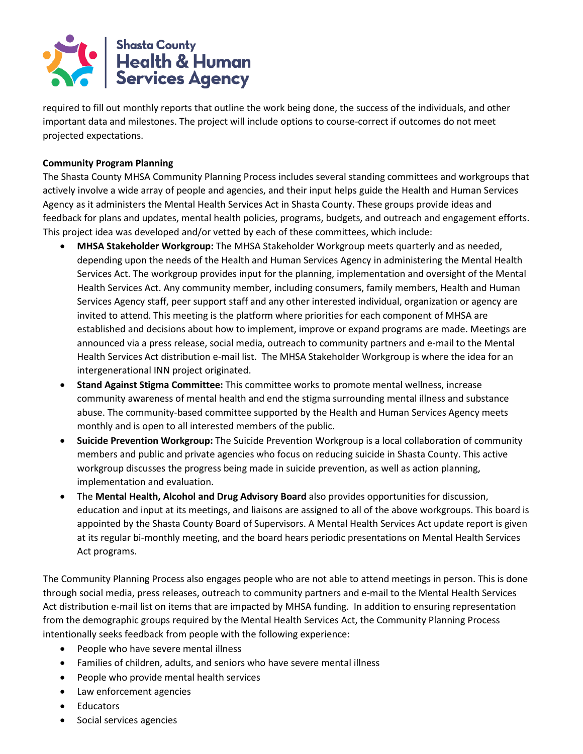required to fill out monthly reports that outline the work being done, the success of the individuals, and other important data and milestones. The project will include options to course-correct if outcomes do not meet projected expectations.

**Community Program Planning**

The Shasta County MHSA Community Planning Process includes several standing committees and workgroups that actively involve a wide array of people and agencies, and their input helps guide the Health and Human Services Agency as it administers the Mental Health Services Act in Shasta County. These groups provide ideas and feedback for plans and updates, mental health policies, programs, budgets, and outreach and engagement efforts. This project idea was developed and/or vetted by each of these committees, which include:

- **MHSA Stakeholder Workgroup:** The MHSA Stakeholder Workgroup meets quarterly and as needed, depending upon the needs of the Health and Human Services Agency in administering the Mental Health Services Act. The workgroup provides input for the planning, implementation and oversight of the Mental Health Services Act. Any community member, including consumers, family members, Health and Human Services Agency staff, peer support staff and any other interested individual, organization or agency are invited to attend. This meeting is the platform where priorities for each component of MHSA are established and decisions about how to implement, improve or expand programs are made. Meetings are announced via a press release, social media, outreach to community partners and e-mail to the Mental Health Services Act distribution e-mail list. The MHSA Stakeholder Workgroup is where the idea for an intergenerational INN project originated.
- **Stand Against Stigma Committee:** This committee works to promote mental wellness, increase community awareness of mental health and end the stigma surrounding mental illness and substance abuse. The community-based committee supported by the Health and Human Services Agency meets monthly and is open to all interested members of the public.
- **Suicide Prevention Workgroup:** The Suicide Prevention Workgroup is a local collaboration of community members and public and private agencies who focus on reducing suicide in Shasta County. This active workgroup discusses the progress being made in suicide prevention, as well as action planning, implementation and evaluation.
- The **Mental Health, Alcohol and Drug Advisory Board** also provides opportunities for discussion, education and input at its meetings, and liaisons are assigned to all of the above workgroups. This board is appointed by the Shasta County Board of Supervisors. A Mental Health Services Act update report is given at its regular bi-monthly meeting, and the board hears periodic presentations on Mental Health Services Act programs.

The Community Planning Process also engages people who are not able to attend meetings in person. This is done through social media, press releases, outreach to community partners and e-mail to the Mental Health Services Act distribution e-mail list on items that are impacted by MHSA funding. In addition to ensuring representation from the demographic groups required by the Mental Health Services Act, the Community Planning Process intentionally seeks feedback from people with the following experience:

- People who have severe mental illness
- Families of children, adults, and seniors who have severe mental illness
- People who provide mental health services
- Law enforcement agencies
- Educators
- Social services agencies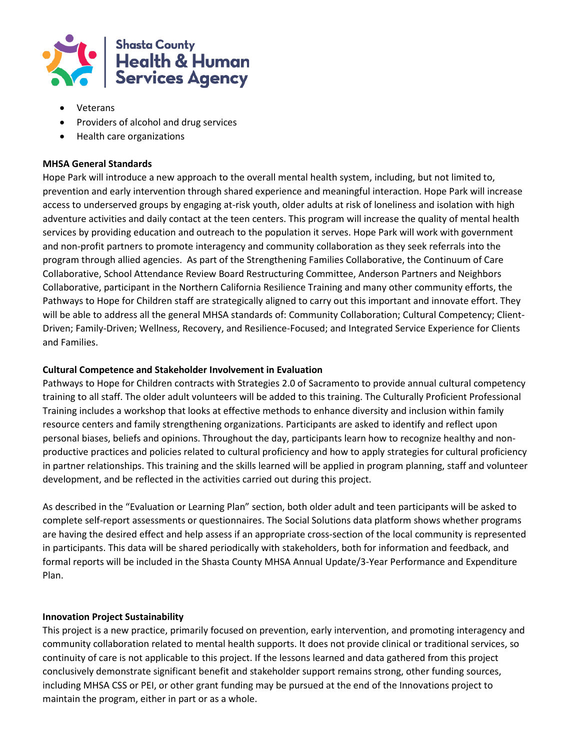- Veterans
- Providers of alcohol and drug services
- Health care organizations

**MHSA General Standards**

Hope Park will introduce a new approach to the overall mental health system, including, but not limited to, prevention and early intervention through shared experience and meaningful interaction. Hope Park will increase access to underserved groups by engaging at-risk youth, older adults at risk of loneliness and isolation with high adventure activities and daily contact at the teen centers. This program will increase the quality of mental health services by providing education and outreach to the population it serves. Hope Park will work with government and non-profit partners to promote interagency and community collaboration as they seek referrals into the program through allied agencies. As part of the Strengthening Families Collaborative, the Continuum of Care Collaborative, School Attendance Review Board Restructuring Committee, Anderson Partners and Neighbors Collaborative, participant in the Northern California Resilience Training and many other community efforts, the Pathways to Hope for Children staff are strategically aligned to carry out this important and innovate effort. They will be able to address all the general MHSA standards of: Community Collaboration; Cultural Competency; Client-Driven; Family-Driven; Wellness, Recovery, and Resilience-Focused; and Integrated Service Experience for Clients and Families.

**Cultural Competence and Stakeholder Involvement in Evaluation**

Pathways to Hope for Children contracts with Strategies 2.0 of Sacramento to provide annual cultural competency training to all staff. The older adult volunteers will be added to this training. The Culturally Proficient Professional Training includes a workshop that looks at effective methods to enhance diversity and inclusion within family resource centers and family strengthening organizations. Participants are asked to identify and reflect upon personal biases, beliefs and opinions. Throughout the day, participants learn how to recognize healthy and non-productive practices and policies related to cultural proficiency and how to apply strategies for cultural proficiency in partner relationships. This training and the skills learned will be applied in program planning, staff and volunteer development, and be reflected in the activities carried out during this project.

As described in the "Evaluation or Learning Plan" section, both older adult and teen participants will be asked to complete self-report assessments or questionnaires. The Social Solutions data platform shows whether programs are having the desired effect and help assess if an appropriate cross-section of the local community is represented in participants. This data will be shared periodically with stakeholders, both for information and feedback, and formal reports will be included in the Shasta County MHSA Annual Update/3-Year Performance and Expenditure Plan.

**Innovation Project Sustainability**

This project is a new practice, primarily focused on prevention, early intervention, and promoting interagency and community collaboration related to mental health supports. It does not provide clinical or traditional services, so continuity of care is not applicable to this project. If the lessons learned and data gathered from this project conclusively demonstrate significant benefit and stakeholder support remains strong, other funding sources, including MHSA CSS or PEI, or other grant funding may be pursued at the end of the Innovations project to maintain the program, either in part or as a whole.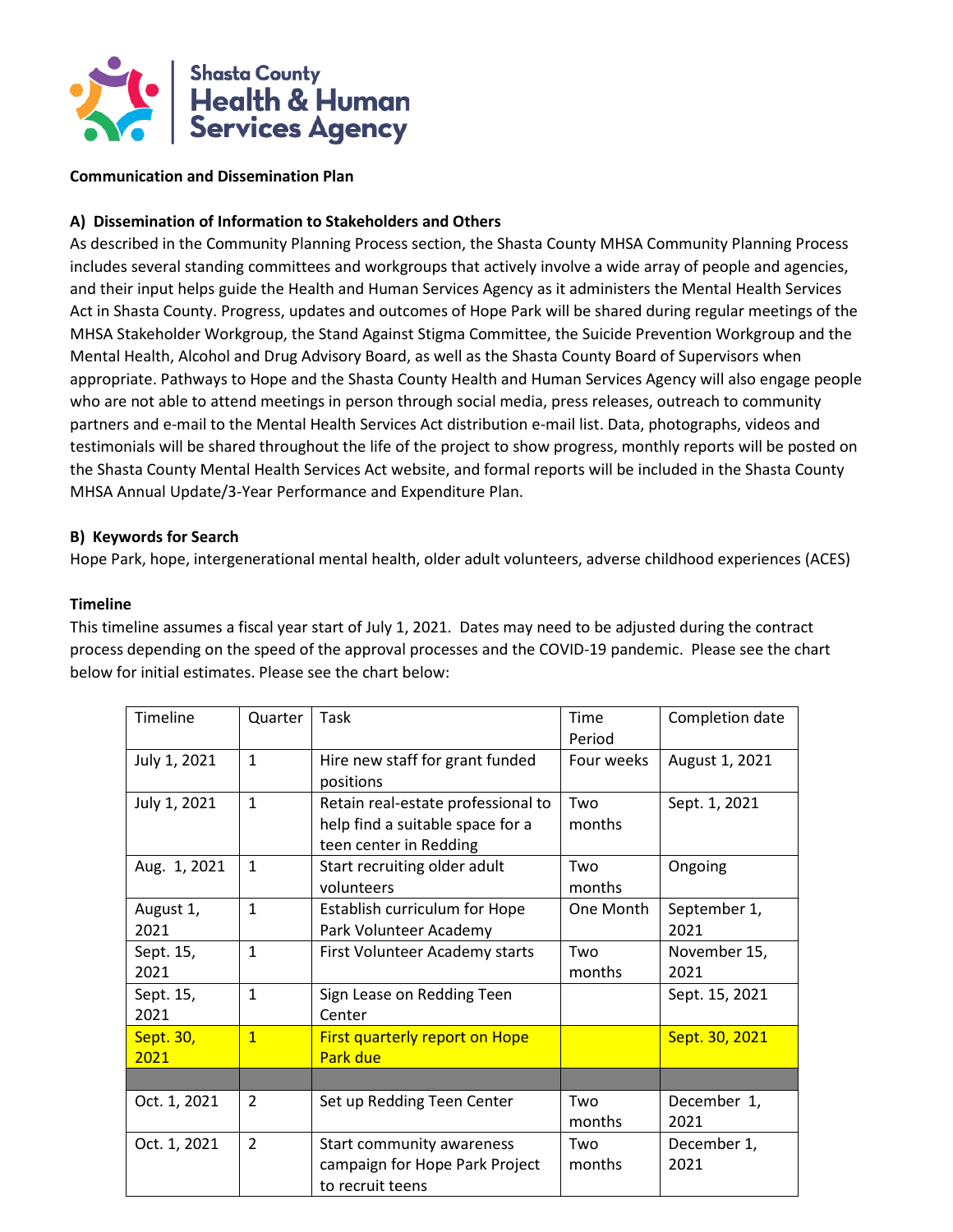Shasta County Health & Human Services Agency

**Communication and Dissemination Plan**

**A) Dissemination of Information to Stakeholders and Others**

As described in the Community Planning Process section, the Shasta County MHSA Community Planning Process includes several standing committees and workgroups that actively involve a wide array of people and agencies, and their input helps guide the Health and Human Services Agency as it administers the Mental Health Services Act in Shasta County. Progress, updates and outcomes of Hope Park will be shared during regular meetings of the MHSA Stakeholder Workgroup, the Stand Against Stigma Committee, the Suicide Prevention Workgroup and the Mental Health, Alcohol and Drug Advisory Board, as well as the Shasta County Board of Supervisors when appropriate. Pathways to Hope and the Shasta County Health and Human Services Agency will also engage people who are not able to attend meetings in person through social media, press releases, outreach to community partners and e-mail to the Mental Health Services Act distribution e-mail list. Data, photographs, videos and testimonials will be shared throughout the life of the project to show progress, monthly reports will be posted on the Shasta County Mental Health Services Act website, and formal reports will be included in the Shasta County MHSA Annual Update/3-Year Performance and Expenditure Plan.

**B) Keywords for Search**

Hope Park, hope, intergenerational mental health, older adult volunteers, adverse childhood experiences (ACES)

**Timeline**

This timeline assumes a fiscal year start of July 1, 2021. Dates may need to be adjusted during the contract process depending on the speed of the approval processes and the COVID-19 pandemic. Please see the chart below for initial estimates. Please see the chart below:

| Timeline | Quarter | Task | Time Period | Completion date |
|---|---|---|---|---|
| July 1, 2021 | 1 | Hire new staff for grant funded positions | Four weeks | August 1, 2021 |
| July 1, 2021 | 1 | Retain real-estate professional to help find a suitable space for a teen center in Redding | Two months | Sept. 1, 2021 |
| Aug. 1, 2021 | 1 | Start recruiting older adult volunteers | Two months | Ongoing |
| August 1, 2021 | 1 | Establish curriculum for Hope Park Volunteer Academy | One Month | September 1, 2021 |
| Sept. 15, 2021 | 1 | First Volunteer Academy starts | Two months | November 15, 2021 |
| Sept. 15, 2021 | 1 | Sign Lease on Redding Teen Center | | Sept. 15, 2021 |
| Sept. 30, 2021 | 1 | First quarterly report on Hope Park due | | Sept. 30, 2021 |
| | | | | |
| Oct. 1, 2021 | 2 | Set up Redding Teen Center | Two months | December 1, 2021 |
| Oct. 1, 2021 | 2 | Start community awareness campaign for Hope Park Project to recruit teens | Two months | December 1, 2021 |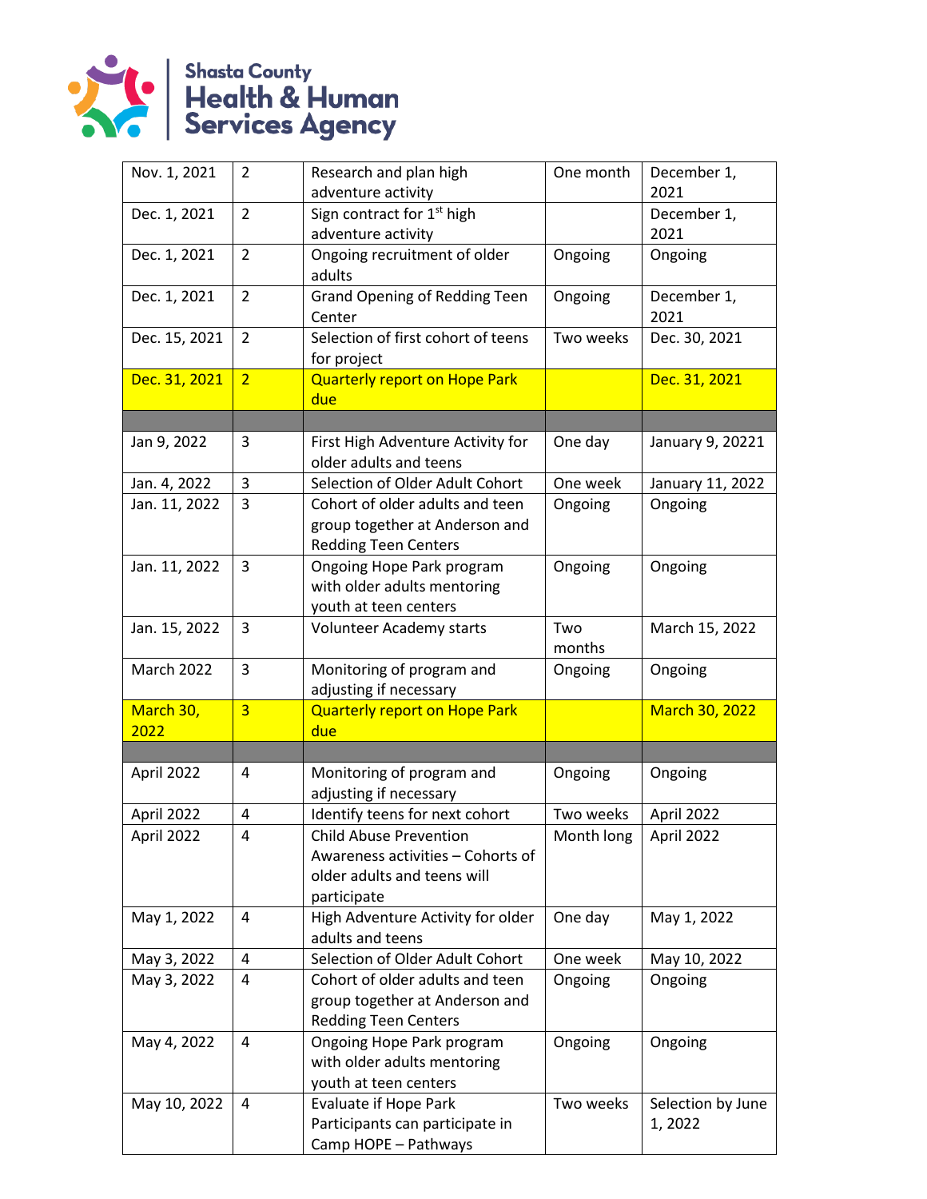| Nov. 1, 2021 | 2 | Research and plan high adventure activity | One month | December 1, 2021 |
|---|---|---|---|---|
| Dec. 1, 2021 | 2 | Sign contract for 1st high adventure activity | | December 1, 2021 |
| Dec. 1, 2021 | 2 | Ongoing recruitment of older adults | Ongoing | Ongoing |
| Dec. 1, 2021 | 2 | Grand Opening of Redding Teen Center | Ongoing | December 1, 2021 |
| Dec. 15, 2021 | 2 | Selection of first cohort of teens for project | Two weeks | Dec. 30, 2021 |
| Dec. 31, 2021 | 2 | Quarterly report on Hope Park due | | Dec. 31, 2021 |
| | | | | |
| Jan 9, 2022 | 3 | First High Adventure Activity for older adults and teens | One day | January 9, 20221 |
| Jan. 4, 2022 | 3 | Selection of Older Adult Cohort | One week | January 11, 2022 |
| Jan. 11, 2022 | 3 | Cohort of older adults and teen group together at Anderson and Redding Teen Centers | Ongoing | Ongoing |
| Jan. 11, 2022 | 3 | Ongoing Hope Park program with older adults mentoring youth at teen centers | Ongoing | Ongoing |
| Jan. 15, 2022 | 3 | Volunteer Academy starts | Two months | March 15, 2022 |
| March 2022 | 3 | Monitoring of program and adjusting if necessary | Ongoing | Ongoing |
| March 30, 2022 | 3 | Quarterly report on Hope Park due | | March 30, 2022 |
| | | | | |
| April 2022 | 4 | Monitoring of program and adjusting if necessary | Ongoing | Ongoing |
| April 2022 | 4 | Identify teens for next cohort | Two weeks | April 2022 |
| April 2022 | 4 | Child Abuse Prevention Awareness activities – Cohorts of older adults and teens will participate | Month long | April 2022 |
| May 1, 2022 | 4 | High Adventure Activity for older adults and teens | One day | May 1, 2022 |
| May 3, 2022 | 4 | Selection of Older Adult Cohort | One week | May 10, 2022 |
| May 3, 2022 | 4 | Cohort of older adults and teen group together at Anderson and Redding Teen Centers | Ongoing | Ongoing |
| May 4, 2022 | 4 | Ongoing Hope Park program with older adults mentoring youth at teen centers | Ongoing | Ongoing |
| May 10, 2022 | 4 | Evaluate if Hope Park Participants can participate in Camp HOPE – Pathways | Two weeks | Selection by June 1, 2022 |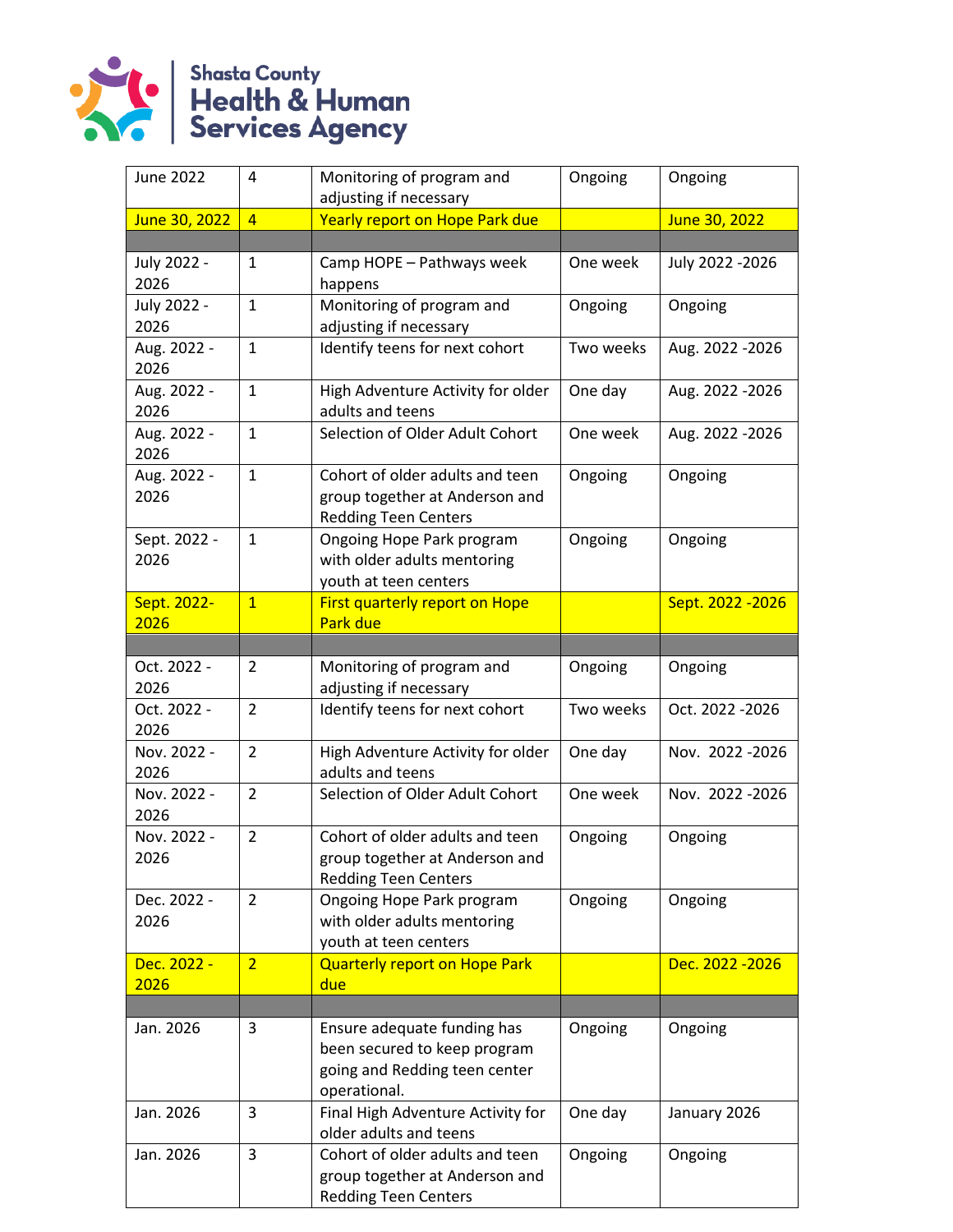| June 2022 | 4 | Monitoring of program and adjusting if necessary | Ongoing | Ongoing |
|---|---|---|---|---|
| June 30, 2022 | 4 | Yearly report on Hope Park due | | June 30, 2022 |
| | | | | |
| July 2022 - 2026 | 1 | Camp HOPE – Pathways week happens | One week | July 2022 -2026 |
| July 2022 - 2026 | 1 | Monitoring of program and adjusting if necessary | Ongoing | Ongoing |
| Aug. 2022 - 2026 | 1 | Identify teens for next cohort | Two weeks | Aug. 2022 -2026 |
| Aug. 2022 - 2026 | 1 | High Adventure Activity for older adults and teens | One day | Aug. 2022 -2026 |
| Aug. 2022 - 2026 | 1 | Selection of Older Adult Cohort | One week | Aug. 2022 -2026 |
| Aug. 2022 - 2026 | 1 | Cohort of older adults and teen group together at Anderson and Redding Teen Centers | Ongoing | Ongoing |
| Sept. 2022 - 2026 | 1 | Ongoing Hope Park program with older adults mentoring youth at teen centers | Ongoing | Ongoing |
| Sept. 2022-2026 | 1 | First quarterly report on Hope Park due | | Sept. 2022 -2026 |
| | | | | |
| Oct. 2022 - 2026 | 2 | Monitoring of program and adjusting if necessary | Ongoing | Ongoing |
| Oct. 2022 - 2026 | 2 | Identify teens for next cohort | Two weeks | Oct. 2022 -2026 |
| Nov. 2022 - 2026 | 2 | High Adventure Activity for older adults and teens | One day | Nov. 2022 -2026 |
| Nov. 2022 - 2026 | 2 | Selection of Older Adult Cohort | One week | Nov. 2022 -2026 |
| Nov. 2022 - 2026 | 2 | Cohort of older adults and teen group together at Anderson and Redding Teen Centers | Ongoing | Ongoing |
| Dec. 2022 - 2026 | 2 | Ongoing Hope Park program with older adults mentoring youth at teen centers | Ongoing | Ongoing |
| Dec. 2022 - 2026 | 2 | Quarterly report on Hope Park due | | Dec. 2022 -2026 |
| | | | | |
| Jan. 2026 | 3 | Ensure adequate funding has been secured to keep program going and Redding teen center operational. | Ongoing | Ongoing |
| Jan. 2026 | 3 | Final High Adventure Activity for older adults and teens | One day | January 2026 |
| Jan. 2026 | 3 | Cohort of older adults and teen group together at Anderson and Redding Teen Centers | Ongoing | Ongoing |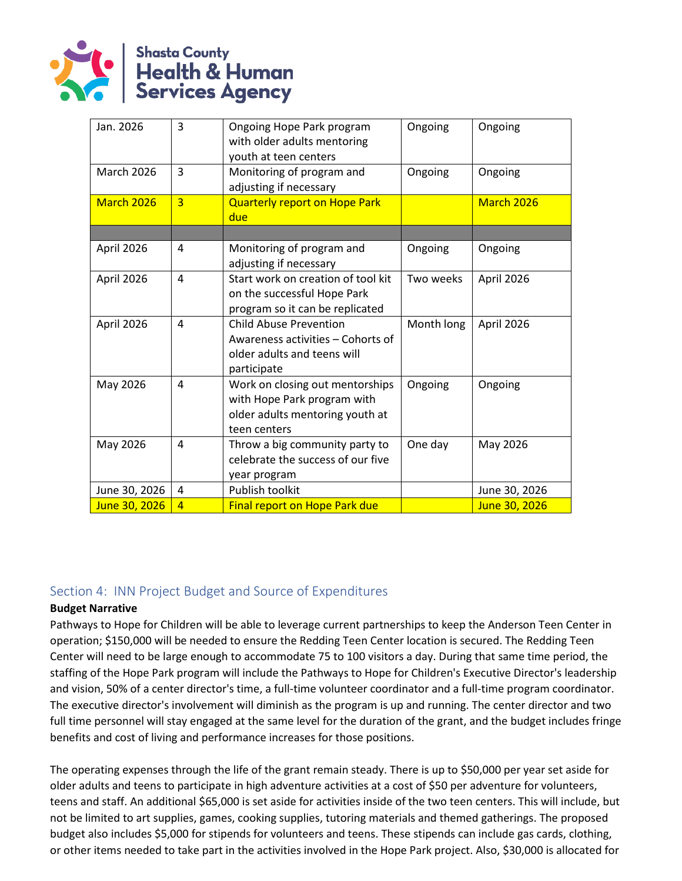| Jan. 2026 | 3 | Ongoing Hope Park program with older adults mentoring youth at teen centers | Ongoing | Ongoing |
|---|---|---|---|---|
| March 2026 | 3 | Monitoring of program and adjusting if necessary | Ongoing | Ongoing |
| March 2026 | 3 | Quarterly report on Hope Park due | | March 2026 |
| | | | | |
| April 2026 | 4 | Monitoring of program and adjusting if necessary | Ongoing | Ongoing |
| April 2026 | 4 | Start work on creation of tool kit on the successful Hope Park program so it can be replicated | Two weeks | April 2026 |
| April 2026 | 4 | Child Abuse Prevention Awareness activities – Cohorts of older adults and teens will participate | Month long | April 2026 |
| May 2026 | 4 | Work on closing out mentorships with Hope Park program with older adults mentoring youth at teen centers | Ongoing | Ongoing |
| May 2026 | 4 | Throw a big community party to celebrate the success of our five year program | One day | May 2026 |
| June 30, 2026 | 4 | Publish toolkit | | June 30, 2026 |
| June 30, 2026 | 4 | Final report on Hope Park due | | June 30, 2026 |

## Section 4: INN Project Budget and Source of Expenditures

**Budget Narrative**

Pathways to Hope for Children will be able to leverage current partnerships to keep the Anderson Teen Center in operation; $150,000 will be needed to ensure the Redding Teen Center location is secured. The Redding Teen Center will need to be large enough to accommodate 75 to 100 visitors a day. During that same time period, the staffing of the Hope Park program will include the Pathways to Hope for Children's Executive Director's leadership and vision, 50% of a center director's time, a full-time volunteer coordinator and a full-time program coordinator. The executive director's involvement will diminish as the program is up and running. The center director and two full time personnel will stay engaged at the same level for the duration of the grant, and the budget includes fringe benefits and cost of living and performance increases for those positions.

The operating expenses through the life of the grant remain steady. There is up to $50,000 per year set aside for older adults and teens to participate in high adventure activities at a cost of $50 per adventure for volunteers, teens and staff. An additional $65,000 is set aside for activities inside of the two teen centers. This will include, but not be limited to art supplies, games, cooking supplies, tutoring materials and themed gatherings. The proposed budget also includes $5,000 for stipends for volunteers and teens. These stipends can include gas cards, clothing, or other items needed to take part in the activities involved in the Hope Park project. Also, $30,000 is allocated for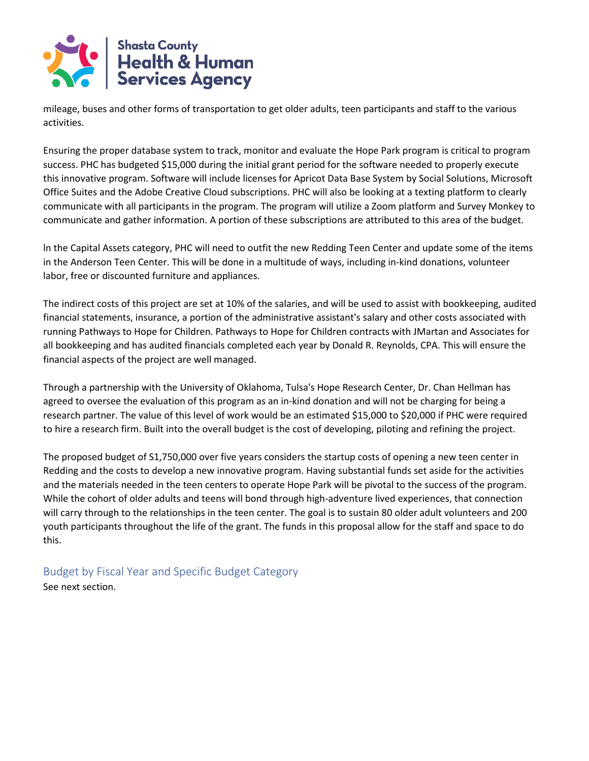mileage, buses and other forms of transportation to get older adults, teen participants and staff to the various activities.

Ensuring the proper database system to track, monitor and evaluate the Hope Park program is critical to program success. PHC has budgeted $15,000 during the initial grant period for the software needed to properly execute this innovative program. Software will include licenses for Apricot Data Base System by Social Solutions, Microsoft Office Suites and the Adobe Creative Cloud subscriptions. PHC will also be looking at a texting platform to clearly communicate with all participants in the program. The program will utilize a Zoom platform and Survey Monkey to communicate and gather information. A portion of these subscriptions are attributed to this area of the budget.

In the Capital Assets category, PHC will need to outfit the new Redding Teen Center and update some of the items in the Anderson Teen Center. This will be done in a multitude of ways, including in-kind donations, volunteer labor, free or discounted furniture and appliances.

The indirect costs of this project are set at 10% of the salaries, and will be used to assist with bookkeeping, audited financial statements, insurance, a portion of the administrative assistant's salary and other costs associated with running Pathways to Hope for Children. Pathways to Hope for Children contracts with JMartan and Associates for all bookkeeping and has audited financials completed each year by Donald R. Reynolds, CPA. This will ensure the financial aspects of the project are well managed.

Through a partnership with the University of Oklahoma, Tulsa's Hope Research Center, Dr. Chan Hellman has agreed to oversee the evaluation of this program as an in-kind donation and will not be charging for being a research partner. The value of this level of work would be an estimated $15,000 to $20,000 if PHC were required to hire a research firm. Built into the overall budget is the cost of developing, piloting and refining the project.

The proposed budget of S1,750,000 over five years considers the startup costs of opening a new teen center in Redding and the costs to develop a new innovative program. Having substantial funds set aside for the activities and the materials needed in the teen centers to operate Hope Park will be pivotal to the success of the program. While the cohort of older adults and teens will bond through high-adventure lived experiences, that connection will carry through to the relationships in the teen center. The goal is to sustain 80 older adult volunteers and 200 youth participants throughout the life of the grant. The funds in this proposal allow for the staff and space to do this.

## Budget by Fiscal Year and Specific Budget Category

See next section.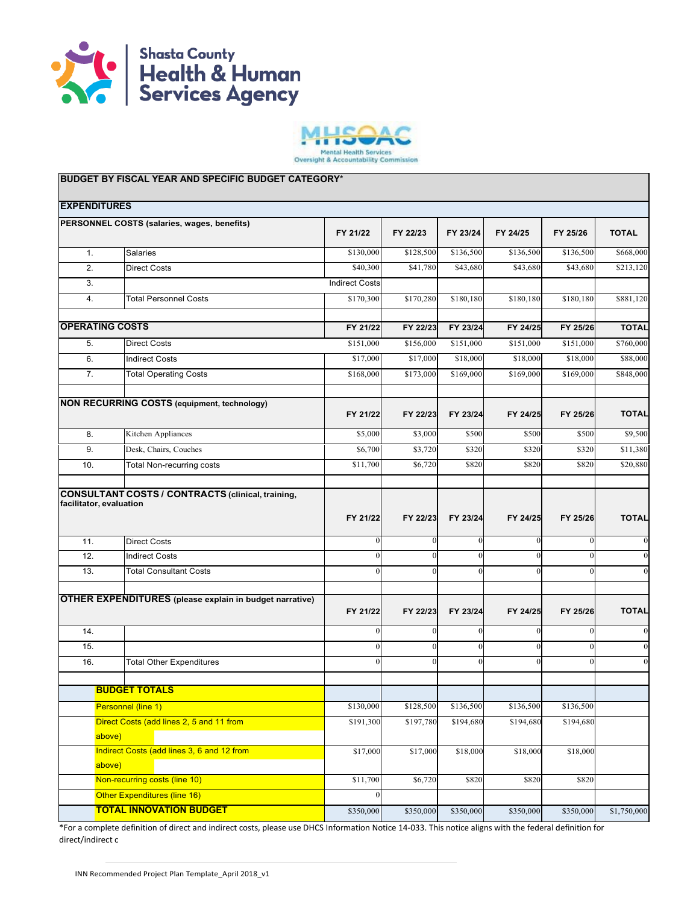Shasta County Health & Human Services Agency

MHSOAC
Mental Health Services Oversight & Accountability Commission

| BUDGET BY FISCAL YEAR AND SPECIFIC BUDGET CATEGORY* | | | | | | | |
|---|---|---|---|---|---|---|---|
| **EXPENDITURES** | | | | | | | |
| **PERSONNEL COSTS (salaries, wages, benefits)** | | **FY 21/22** | **FY 22/23** | **FY 23/24** | **FY 24/25** | **FY 25/26** | **TOTAL** |
| 1. | Salaries | $130,000 | $128,500 | $136,500 | $136,500 | $136,500 | $668,000 |
| 2. | Direct Costs | $40,300 | $41,780 | $43,680 | $43,680 | $43,680 | $213,120 |
| 3. | | Indirect Costs | | | | | |
| 4. | Total Personnel Costs | $170,300 | $170,280 | $180,180 | $180,180 | $180,180 | $881,120 |
| **OPERATING COSTS** | | **FY 21/22** | **FY 22/23** | **FY 23/24** | **FY 24/25** | **FY 25/26** | **TOTAL** |
| 5. | Direct Costs | $151,000 | $156,000 | $151,000 | $151,000 | $151,000 | $760,000 |
| 6. | Indirect Costs | $17,000 | $17,000 | $18,000 | $18,000 | $18,000 | $88,000 |
| 7. | Total Operating Costs | $168,000 | $173,000 | $169,000 | $169,000 | $169,000 | $848,000 |
| **NON RECURRING COSTS (equipment, technology)** | | **FY 21/22** | **FY 22/23** | **FY 23/24** | **FY 24/25** | **FY 25/26** | **TOTAL** |
| 8. | Kitchen Appliances | $5,000 | $3,000 | $500 | $500 | $500 | $9,500 |
| 9. | Desk, Chairs, Couches | $6,700 | $3,720 | $320 | $320 | $320 | $11,380 |
| 10. | Total Non-recurring costs | $11,700 | $6,720 | $820 | $820 | $820 | $20,880 |
| **CONSULTANT COSTS / CONTRACTS (clinical, training, facilitator, evaluation** | | **FY 21/22** | **FY 22/23** | **FY 23/24** | **FY 24/25** | **FY 25/26** | **TOTAL** |
| 11. | Direct Costs | 0 | 0 | 0 | 0 | 0 | 0 |
| 12. | Indirect Costs | 0 | 0 | 0 | 0 | 0 | 0 |
| 13. | Total Consultant Costs | 0 | 0 | 0 | 0 | 0 | 0 |
| **OTHER EXPENDITURES (please explain in budget narrative)** | | **FY 21/22** | **FY 22/23** | **FY 23/24** | **FY 24/25** | **FY 25/26** | **TOTAL** |
| 14. | | 0 | 0 | 0 | 0 | 0 | 0 |
| 15. | | 0 | 0 | 0 | 0 | 0 | 0 |
| 16. | Total Other Expenditures | 0 | 0 | 0 | 0 | 0 | 0 |
| | **BUDGET TOTALS** | | | | | | |
| | Personnel (line 1) | $130,000 | $128,500 | $136,500 | $136,500 | $136,500 | |
| | Direct Costs (add lines 2, 5 and 11 from above) | $191,300 | $197,780 | $194,680 | $194,680 | $194,680 | |
| | Indirect Costs (add lines 3, 6 and 12 from above) | $17,000 | $17,000 | $18,000 | $18,000 | $18,000 | |
| | Non-recurring costs (line 10) | $11,700 | $6,720 | $820 | $820 | $820 | |
| | Other Expenditures (line 16) | 0 | | | | | |
| | **TOTAL INNOVATION BUDGET** | $350,000 | $350,000 | $350,000 | $350,000 | $350,000 | $1,750,000 |

*For a complete definition of direct and indirect costs, please use DHCS Information Notice 14-033. This notice aligns with the federal definition for direct/indirect c

INN Recommended Project Plan Template_April 2018_v1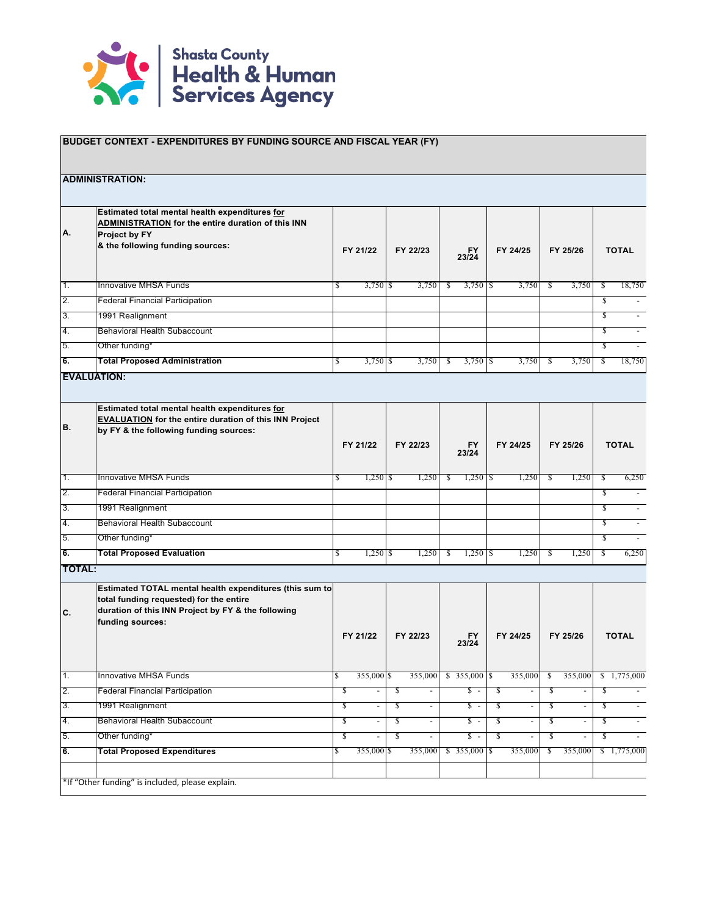Shasta County Health & Human Services Agency

| BUDGET CONTEXT - EXPENDITURES BY FUNDING SOURCE AND FISCAL YEAR (FY) | | | | | | | |
|---|---|---|---|---|---|---|---|
| **ADMINISTRATION:** | | | | | | | |
| **A.** | **Estimated total mental health expenditures for ADMINISTRATION for the entire duration of this INN Project by FY & the following funding sources:** | **FY 21/22** | **FY 22/23** | **FY 23/24** | **FY 24/25** | **FY 25/26** | **TOTAL** |
| 1. | Innovative MHSA Funds | $ 3,750 | $ 3,750 | $ 3,750 | $ 3,750 | $ 3,750 | $ 18,750 |
| 2. | Federal Financial Participation | | | | | | $ - |
| 3. | 1991 Realignment | | | | | | $ - |
| 4. | Behavioral Health Subaccount | | | | | | $ - |
| 5. | Other funding* | | | | | | $ - |
| **6.** | **Total Proposed Administration** | $ 3,750 | $ 3,750 | $ 3,750 | $ 3,750 | $ 3,750 | $ 18,750 |
| **EVALUATION:** | | | | | | | |
| **B.** | **Estimated total mental health expenditures for EVALUATION for the entire duration of this INN Project by FY & the following funding sources:** | **FY 21/22** | **FY 22/23** | **FY 23/24** | **FY 24/25** | **FY 25/26** | **TOTAL** |
| 1. | Innovative MHSA Funds | $ 1,250 | $ 1,250 | $ 1,250 | $ 1,250 | $ 1,250 | $ 6,250 |
| 2. | Federal Financial Participation | | | | | | $ - |
| 3. | 1991 Realignment | | | | | | $ - |
| 4. | Behavioral Health Subaccount | | | | | | $ - |
| 5. | Other funding* | | | | | | $ - |
| **6.** | **Total Proposed Evaluation** | $ 1,250 | $ 1,250 | $ 1,250 | $ 1,250 | $ 1,250 | $ 6,250 |
| **TOTAL:** | | | | | | | |
| **C.** | **Estimated TOTAL mental health expenditures (this sum to total funding requested) for the entire duration of this INN Project by FY & the following funding sources:** | **FY 21/22** | **FY 22/23** | **FY 23/24** | **FY 24/25** | **FY 25/26** | **TOTAL** |
| 1. | Innovative MHSA Funds | $ 355,000 | $ 355,000 | $ 355,000 | $ 355,000 | $ 355,000 | $ 1,775,000 |
| 2. | Federal Financial Participation | $ - | $ - | $ - | $ - | $ - | $ - |
| 3. | 1991 Realignment | $ - | $ - | $ - | $ - | $ - | $ - |
| 4. | Behavioral Health Subaccount | $ - | $ - | $ - | $ - | $ - | $ - |
| 5. | Other funding* | $ - | $ - | $ - | $ - | $ - | $ - |
| **6.** | **Total Proposed Expenditures** | $ 355,000 | $ 355,000 | $ 355,000 | $ 355,000 | $ 355,000 | $ 1,775,000 |

*If "Other funding" is included, please explain.